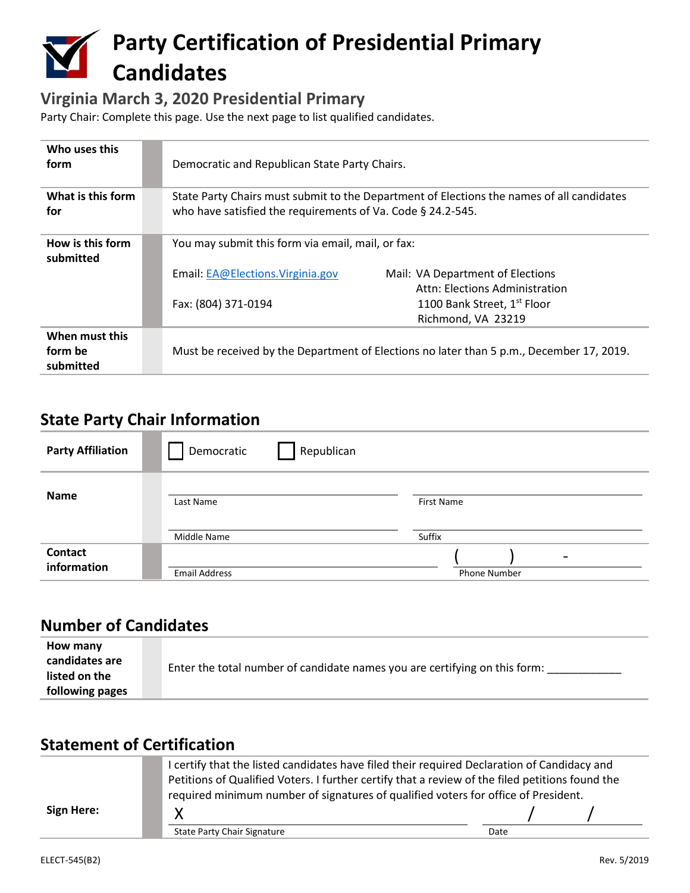# Party Certification of Presidential Primary Candidates

## Virginia March 3, 2020 Presidential Primary

Party Chair: Complete this page. Use the next page to list qualified candidates.

| | |
|---|---|
| **Who uses this form** | Democratic and Republican State Party Chairs. |
| **What is this form for** | State Party Chairs must submit to the Department of Elections the names of all candidates who have satisfied the requirements of Va. Code § 24.2-545. |
| **How is this form submitted** | You may submit this form via email, mail, or fax:<br><br>Email: EA@Elections.Virginia.gov<br>Fax: (804) 371-0194<br><br>Mail: VA Department of Elections<br>Attn: Elections Administration<br>1100 Bank Street, 1st Floor<br>Richmond, VA 23219 |
| **When must this form be submitted** | Must be received by the Department of Elections no later than 5 p.m., December 17, 2019. |

## State Party Chair Information

| | | |
|---|---|---|
| **Party Affiliation** | ☐ Democratic | ☐ Republican |
| **Name** | Last Name | First Name |
| | Middle Name | Suffix |
| **Contact information** | Email Address | Phone Number ( ) - |

## Number of Candidates

| | |
|---|---|
| **How many candidates are listed on the following pages** | Enter the total number of candidate names you are certifying on this form: ___________ |

## Statement of Certification

| | | |
|---|---|---|
| **Sign Here:** | I certify that the listed candidates have filed their required Declaration of Candidacy and Petitions of Qualified Voters. I further certify that a review of the filed petitions found the required minimum number of signatures of qualified voters for office of President.<br><br>X<br>State Party Chair Signature | / /<br>Date |

ELECT-545(B2) Rev. 5/2019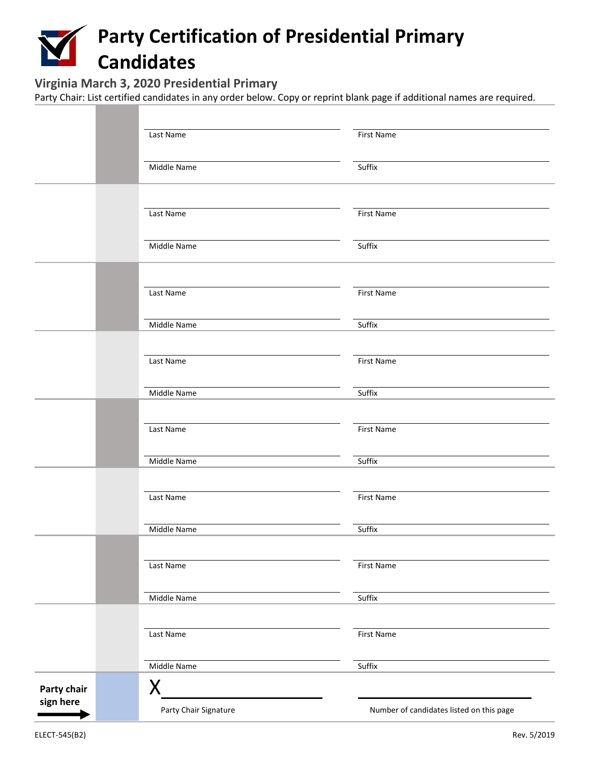# Party Certification of Presidential Primary Candidates

### Virginia March 3, 2020 Presidential Primary

Party Chair: List certified candidates in any order below. Copy or reprint blank page if additional names are required.

| | | | |
|---|---|---|---|
| | | Last Name | First Name |
| | | Middle Name | Suffix |
| | | Last Name | First Name |
| | | Middle Name | Suffix |
| | | Last Name | First Name |
| | | Middle Name | Suffix |
| | | Last Name | First Name |
| | | Middle Name | Suffix |
| | | Last Name | First Name |
| | | Middle Name | Suffix |
| | | Last Name | First Name |
| | | Middle Name | Suffix |
| | | Last Name | First Name |
| | | Middle Name | Suffix |
| | | Last Name | First Name |
| | | Middle Name | Suffix |
| **Party chair sign here** → | | X ______________________ Party Chair Signature | ______________________ Number of candidates listed on this page |

ELECT-545(B2) Rev. 5/2019